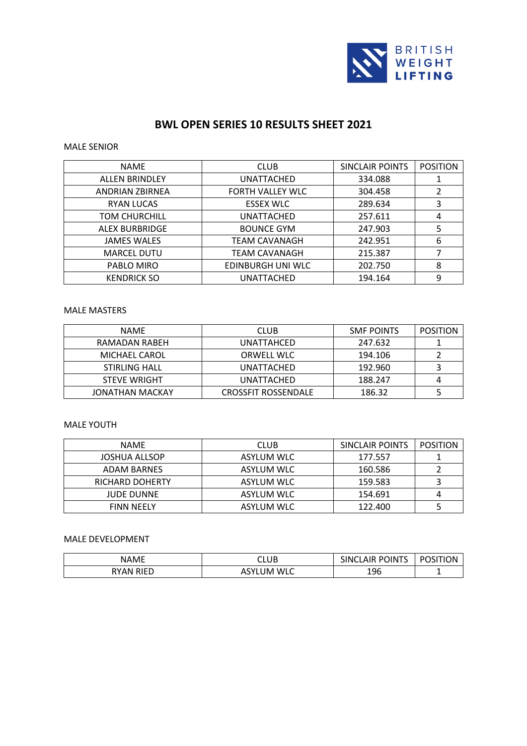# BWL OPEN SERIES 10 RESULTS SHEET 2021

MALE SENIOR

| NAME | CLUB | SINCLAIR POINTS | POSITION |
|---|---|---|---|
| ALLEN BRINDLEY | UNATTACHED | 334.088 | 1 |
| ANDRIAN ZBIRNEA | FORTH VALLEY WLC | 304.458 | 2 |
| RYAN LUCAS | ESSEX WLC | 289.634 | 3 |
| TOM CHURCHILL | UNATTACHED | 257.611 | 4 |
| ALEX BURBRIDGE | BOUNCE GYM | 247.903 | 5 |
| JAMES WALES | TEAM CAVANAGH | 242.951 | 6 |
| MARCEL DUTU | TEAM CAVANAGH | 215.387 | 7 |
| PABLO MIRO | EDINBURGH UNI WLC | 202.750 | 8 |
| KENDRICK SO | UNATTACHED | 194.164 | 9 |

MALE MASTERS

| NAME | CLUB | SMF POINTS | POSITION |
|---|---|---|---|
| RAMADAN RABEH | UNATTAHCED | 247.632 | 1 |
| MICHAEL CAROL | ORWELL WLC | 194.106 | 2 |
| STIRLING HALL | UNATTACHED | 192.960 | 3 |
| STEVE WRIGHT | UNATTACHED | 188.247 | 4 |
| JONATHAN MACKAY | CROSSFIT ROSSENDALE | 186.32 | 5 |

MALE YOUTH

| NAME | CLUB | SINCLAIR POINTS | POSITION |
|---|---|---|---|
| JOSHUA ALLSOP | ASYLUM WLC | 177.557 | 1 |
| ADAM BARNES | ASYLUM WLC | 160.586 | 2 |
| RICHARD DOHERTY | ASYLUM WLC | 159.583 | 3 |
| JUDE DUNNE | ASYLUM WLC | 154.691 | 4 |
| FINN NEELY | ASYLUM WLC | 122.400 | 5 |

MALE DEVELOPMENT

| NAME | CLUB | SINCLAIR POINTS | POSITION |
|---|---|---|---|
| RYAN RIED | ASYLUM WLC | 196 | 1 |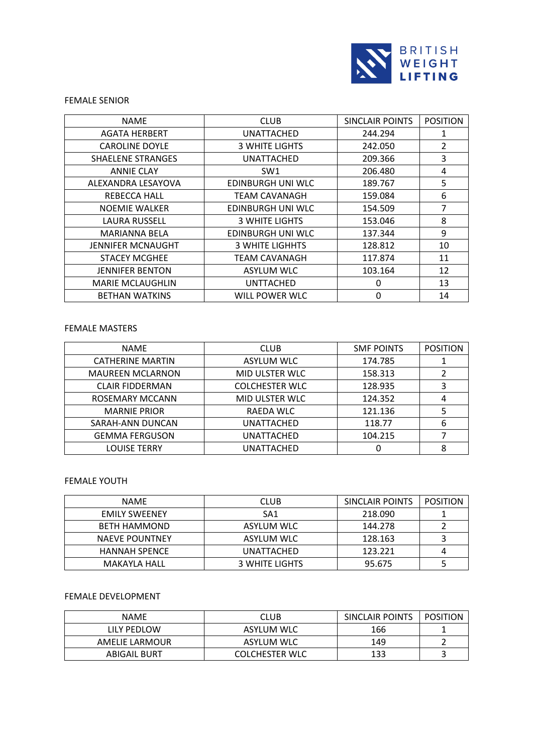FEMALE SENIOR

| NAME | CLUB | SINCLAIR POINTS | POSITION |
|---|---|---|---|
| AGATA HERBERT | UNATTACHED | 244.294 | 1 |
| CAROLINE DOYLE | 3 WHITE LIGHTS | 242.050 | 2 |
| SHAELENE STRANGES | UNATTACHED | 209.366 | 3 |
| ANNIE CLAY | SW1 | 206.480 | 4 |
| ALEXANDRA LESAYOVA | EDINBURGH UNI WLC | 189.767 | 5 |
| REBECCA HALL | TEAM CAVANAGH | 159.084 | 6 |
| NOEMIE WALKER | EDINBURGH UNI WLC | 154.509 | 7 |
| LAURA RUSSELL | 3 WHITE LIGHTS | 153.046 | 8 |
| MARIANNA BELA | EDINBURGH UNI WLC | 137.344 | 9 |
| JENNIFER MCNAUGHT | 3 WHITE LIGHHTS | 128.812 | 10 |
| STACEY MCGHEE | TEAM CAVANAGH | 117.874 | 11 |
| JENNIFER BENTON | ASYLUM WLC | 103.164 | 12 |
| MARIE MCLAUGHLIN | UNTTACHED | 0 | 13 |
| BETHAN WATKINS | WILL POWER WLC | 0 | 14 |

FEMALE MASTERS

| NAME | CLUB | SMF POINTS | POSITION |
|---|---|---|---|
| CATHERINE MARTIN | ASYLUM WLC | 174.785 | 1 |
| MAUREEN MCLARNON | MID ULSTER WLC | 158.313 | 2 |
| CLAIR FIDDERMAN | COLCHESTER WLC | 128.935 | 3 |
| ROSEMARY MCCANN | MID ULSTER WLC | 124.352 | 4 |
| MARNIE PRIOR | RAEDA WLC | 121.136 | 5 |
| SARAH-ANN DUNCAN | UNATTACHED | 118.77 | 6 |
| GEMMA FERGUSON | UNATTACHED | 104.215 | 7 |
| LOUISE TERRY | UNATTACHED | 0 | 8 |

FEMALE YOUTH

| NAME | CLUB | SINCLAIR POINTS | POSITION |
|---|---|---|---|
| EMILY SWEENEY | SA1 | 218.090 | 1 |
| BETH HAMMOND | ASYLUM WLC | 144.278 | 2 |
| NAEVE POUNTNEY | ASYLUM WLC | 128.163 | 3 |
| HANNAH SPENCE | UNATTACHED | 123.221 | 4 |
| MAKAYLA HALL | 3 WHITE LIGHTS | 95.675 | 5 |

FEMALE DEVELOPMENT

| NAME | CLUB | SINCLAIR POINTS | POSITION |
|---|---|---|---|
| LILY PEDLOW | ASYLUM WLC | 166 | 1 |
| AMELIE LARMOUR | ASYLUM WLC | 149 | 2 |
| ABIGAIL BURT | COLCHESTER WLC | 133 | 3 |